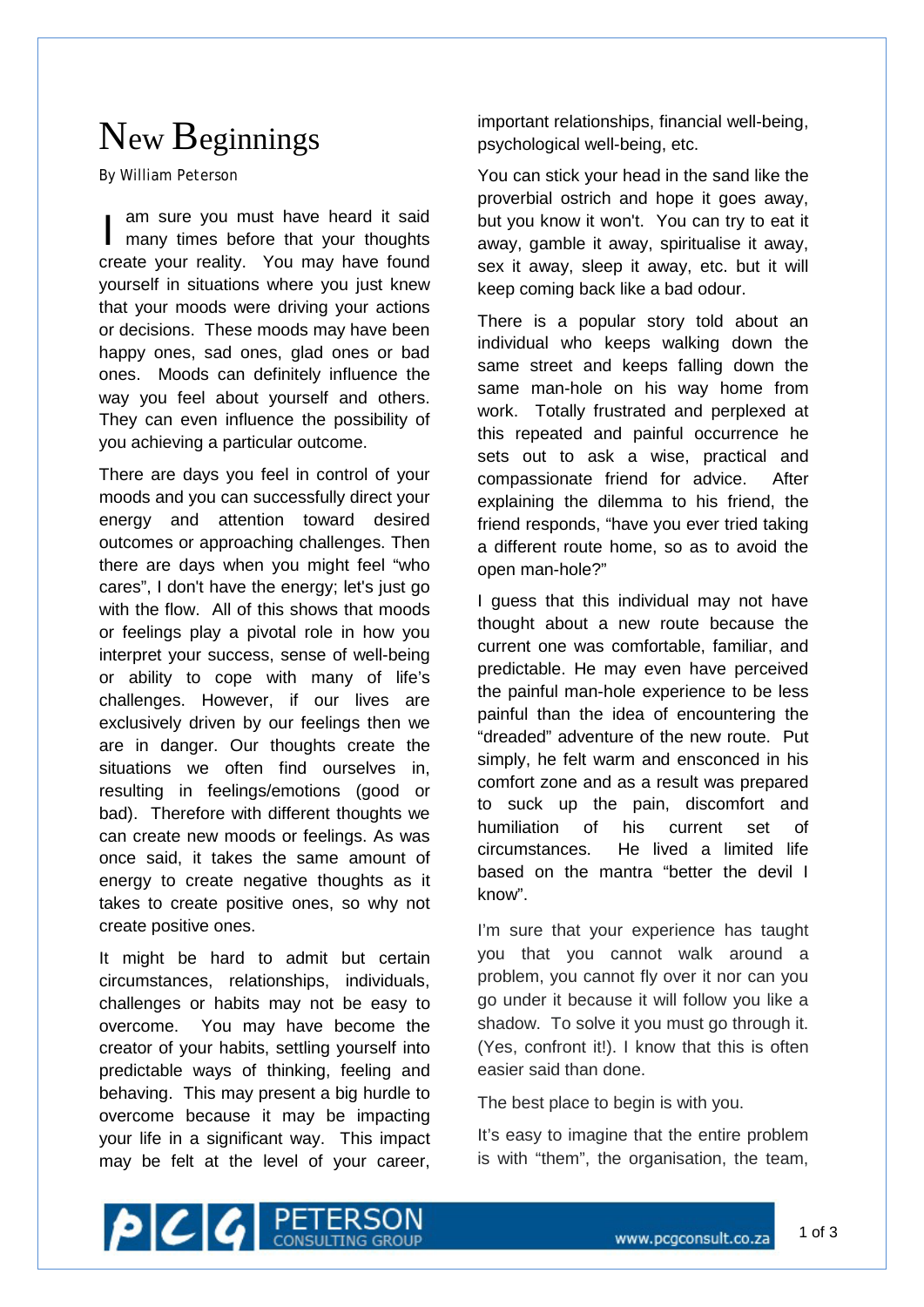# New Beginnings

By William Peterson

I am sure you must have heard it said many times before that your thoughts create your reality. You may have found yourself in situations where you just knew that your moods were driving your actions or decisions. These moods may have been happy ones, sad ones, glad ones or bad ones. Moods can definitely influence the way you feel about yourself and others. They can even influence the possibility of you achieving a particular outcome.

There are days you feel in control of your moods and you can successfully direct your energy and attention toward desired outcomes or approaching challenges. Then there are days when you might feel "who cares", I don't have the energy; let's just go with the flow. All of this shows that moods or feelings play a pivotal role in how you interpret your success, sense of well-being or ability to cope with many of life's challenges. However, if our lives are exclusively driven by our feelings then we are in danger. Our thoughts create the situations we often find ourselves in, resulting in feelings/emotions (good or bad). Therefore with different thoughts we can create new moods or feelings. As was once said, it takes the same amount of energy to create negative thoughts as it takes to create positive ones, so why not create positive ones.

It might be hard to admit but certain circumstances, relationships, individuals, challenges or habits may not be easy to overcome. You may have become the creator of your habits, settling yourself into predictable ways of thinking, feeling and behaving. This may present a big hurdle to overcome because it may be impacting your life in a significant way. This impact may be felt at the level of your career, important relationships, financial well-being, psychological well-being, etc.

You can stick your head in the sand like the proverbial ostrich and hope it goes away, but you know it won't. You can try to eat it away, gamble it away, spiritualise it away, sex it away, sleep it away, etc. but it will keep coming back like a bad odour.

There is a popular story told about an individual who keeps walking down the same street and keeps falling down the same man-hole on his way home from work. Totally frustrated and perplexed at this repeated and painful occurrence he sets out to ask a wise, practical and compassionate friend for advice. After explaining the dilemma to his friend, the friend responds, "have you ever tried taking a different route home, so as to avoid the open man-hole?"

I guess that this individual may not have thought about a new route because the current one was comfortable, familiar, and predictable. He may even have perceived the painful man-hole experience to be less painful than the idea of encountering the "dreaded" adventure of the new route. Put simply, he felt warm and ensconced in his comfort zone and as a result was prepared to suck up the pain, discomfort and humiliation of his current set of circumstances. He lived a limited life based on the mantra "better the devil I know".

I'm sure that your experience has taught you that you cannot walk around a problem, you cannot fly over it nor can you go under it because it will follow you like a shadow. To solve it you must go through it. (Yes, confront it!). I know that this is often easier said than done.

The best place to begin is with you.

It's easy to imagine that the entire problem is with "them", the organisation, the team,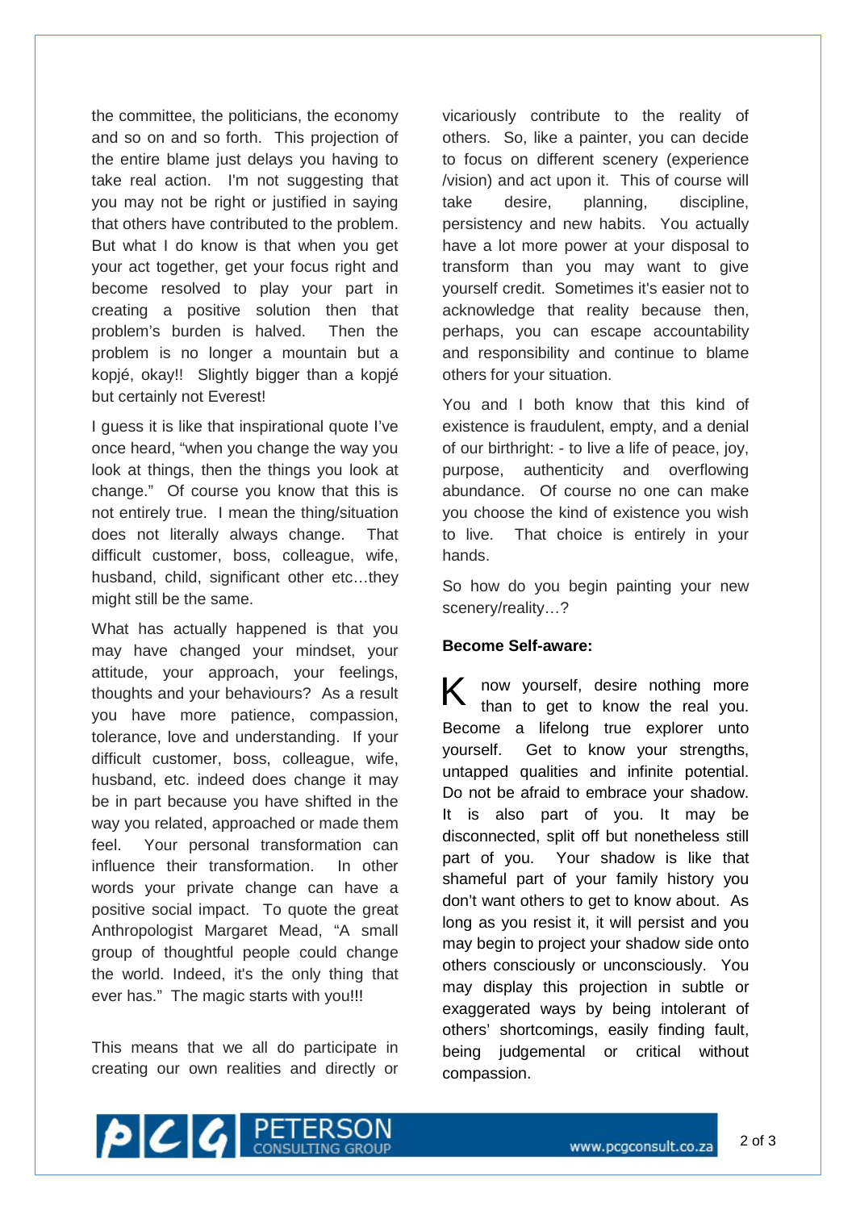the committee, the politicians, the economy and so on and so forth. This projection of the entire blame just delays you having to take real action. I'm not suggesting that you may not be right or justified in saying that others have contributed to the problem. But what I do know is that when you get your act together, get your focus right and become resolved to play your part in creating a positive solution then that problem's burden is halved. Then the problem is no longer a mountain but a kopjé, okay!! Slightly bigger than a kopjé but certainly not Everest!

I guess it is like that inspirational quote I've once heard, "when you change the way you look at things, then the things you look at change." Of course you know that this is not entirely true. I mean the thing/situation does not literally always change. That difficult customer, boss, colleague, wife, husband, child, significant other etc…they might still be the same.

What has actually happened is that you may have changed your mindset, your attitude, your approach, your feelings, thoughts and your behaviours? As a result you have more patience, compassion, tolerance, love and understanding. If your difficult customer, boss, colleague, wife, husband, etc. indeed does change it may be in part because you have shifted in the way you related, approached or made them feel. Your personal transformation can influence their transformation. In other words your private change can have a positive social impact. To quote the great Anthropologist Margaret Mead, "A small group of thoughtful people could change the world. Indeed, it's the only thing that ever has." The magic starts with you!!!

This means that we all do participate in creating our own realities and directly or vicariously contribute to the reality of others. So, like a painter, you can decide to focus on different scenery (experience /vision) and act upon it. This of course will take desire, planning, discipline, persistency and new habits. You actually have a lot more power at your disposal to transform than you may want to give yourself credit. Sometimes it's easier not to acknowledge that reality because then, perhaps, you can escape accountability and responsibility and continue to blame others for your situation.

You and I both know that this kind of existence is fraudulent, empty, and a denial of our birthright: - to live a life of peace, joy, purpose, authenticity and overflowing abundance. Of course no one can make you choose the kind of existence you wish to live. That choice is entirely in your hands.

So how do you begin painting your new scenery/reality…?

**Become Self-aware:**

Know yourself, desire nothing more than to get to know the real you. Become a lifelong true explorer unto yourself. Get to know your strengths, untapped qualities and infinite potential. Do not be afraid to embrace your shadow. It is also part of you. It may be disconnected, split off but nonetheless still part of you. Your shadow is like that shameful part of your family history you don't want others to get to know about. As long as you resist it, it will persist and you may begin to project your shadow side onto others consciously or unconsciously. You may display this projection in subtle or exaggerated ways by being intolerant of others' shortcomings, easily finding fault, being judgemental or critical without compassion.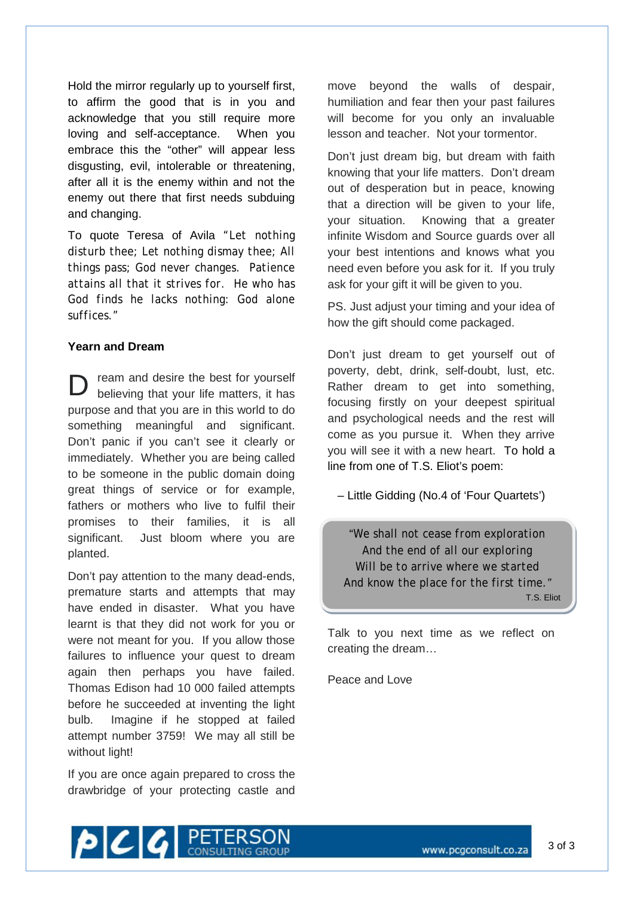Hold the mirror regularly up to yourself first, to affirm the good that is in you and acknowledge that you still require more loving and self-acceptance. When you embrace this the "other" will appear less disgusting, evil, intolerable or threatening, after all it is the enemy within and not the enemy out there that first needs subduing and changing.

To quote Teresa of Avila "Let nothing disturb thee; Let nothing dismay thee; All things pass; God never changes. Patience attains all that it strives for. He who has God finds he lacks nothing: God alone suffices."

**Yearn and Dream**

Dream and desire the best for yourself believing that your life matters, it has purpose and that you are in this world to do something meaningful and significant. Don't panic if you can't see it clearly or immediately. Whether you are being called to be someone in the public domain doing great things of service or for example, fathers or mothers who live to fulfil their promises to their families, it is all significant. Just bloom where you are planted.

Don't pay attention to the many dead-ends, premature starts and attempts that may have ended in disaster. What you have learnt is that they did not work for you or were not meant for you. If you allow those failures to influence your quest to dream again then perhaps you have failed. Thomas Edison had 10 000 failed attempts before he succeeded at inventing the light bulb. Imagine if he stopped at failed attempt number 3759! We may all still be without light!

If you are once again prepared to cross the drawbridge of your protecting castle and move beyond the walls of despair, humiliation and fear then your past failures will become for you only an invaluable lesson and teacher. Not your tormentor.

Don't just dream big, but dream with faith knowing that your life matters. Don't dream out of desperation but in peace, knowing that a direction will be given to your life, your situation. Knowing that a greater infinite Wisdom and Source guards over all your best intentions and knows what you need even before you ask for it. If you truly ask for your gift it will be given to you.

PS. Just adjust your timing and your idea of how the gift should come packaged.

Don't just dream to get yourself out of poverty, debt, drink, self-doubt, lust, etc. Rather dream to get into something, focusing firstly on your deepest spiritual and psychological needs and the rest will come as you pursue it. When they arrive you will see it with a new heart. To hold a line from one of T.S. Eliot's poem:

– Little Gidding (No.4 of 'Four Quartets')

> "We shall not cease from exploration
> And the end of all our exploring
> Will be to arrive where we started
> And know the place for the first time."
>
> T.S. Eliot

Talk to you next time as we reflect on creating the dream…

Peace and Love